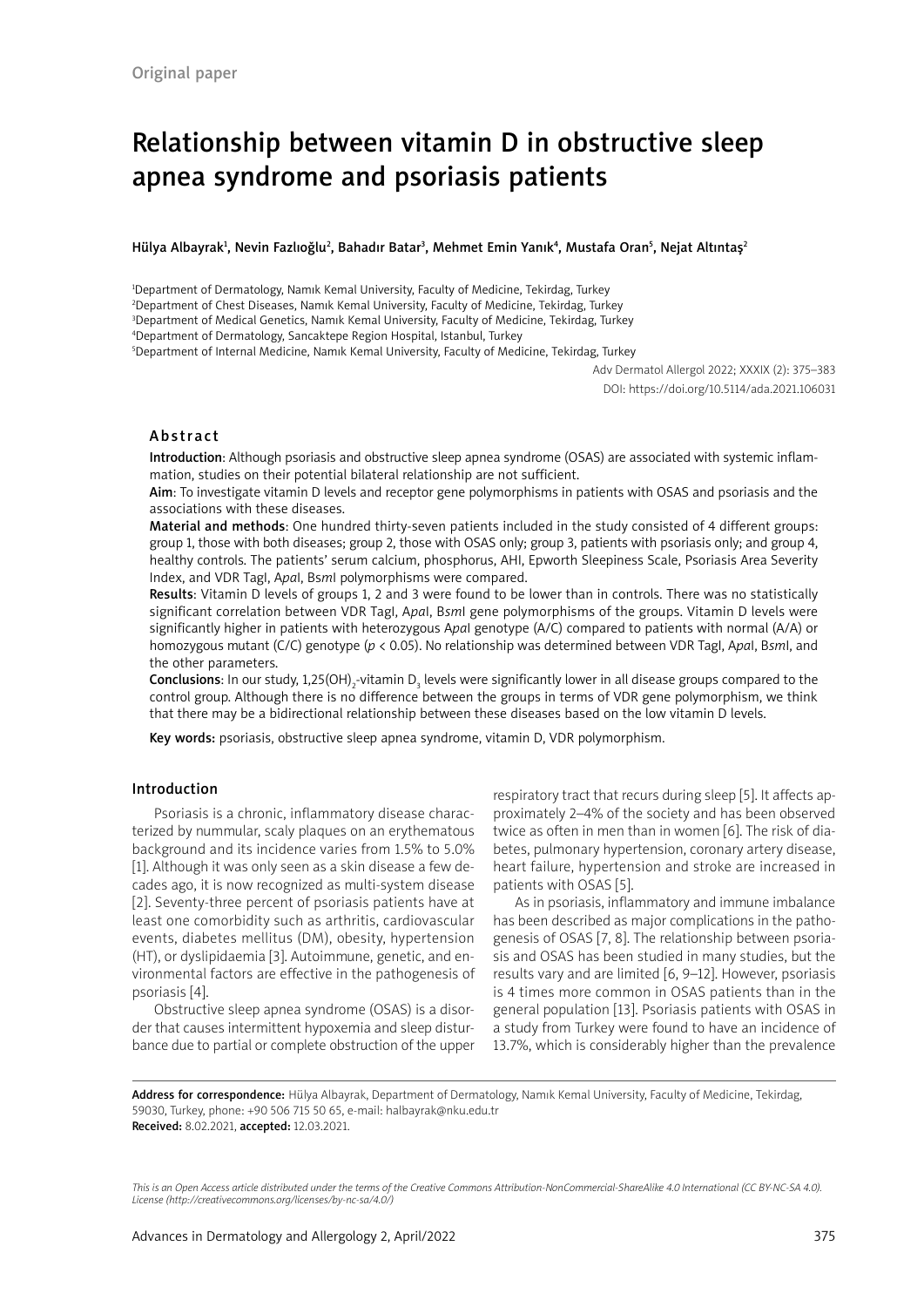Original paper

# Relationship between vitamin D in obstructive sleep apnea syndrome and psoriasis patients

Hülya Albayrak[1], Nevin Fazlıoğlu[2], Bahadır Batar[3], Mehmet Emin Yanık[4], Mustafa Oran[5], Nejat Altıntaş[2]

[1]Department of Dermatology, Namık Kemal University, Faculty of Medicine, Tekirdag, Turkey
[2]Department of Chest Diseases, Namık Kemal University, Faculty of Medicine, Tekirdag, Turkey
[3]Department of Medical Genetics, Namık Kemal University, Faculty of Medicine, Tekirdag, Turkey
[4]Department of Dermatology, Sancaktepe Region Hospital, Istanbul, Turkey
[5]Department of Internal Medicine, Namık Kemal University, Faculty of Medicine, Tekirdag, Turkey

Adv Dermatol Allergol 2022; XXXIX (2): 375–383
DOI: https://doi.org/10.5114/ada.2021.106031

## Abstract

**Introduction**: Although psoriasis and obstructive sleep apnea syndrome (OSAS) are associated with systemic inflammation, studies on their potential bilateral relationship are not sufficient.

**Aim**: To investigate vitamin D levels and receptor gene polymorphisms in patients with OSAS and psoriasis and the associations with these diseases.

**Material and methods**: One hundred thirty-seven patients included in the study consisted of 4 different groups: group 1, those with both diseases; group 2, those with OSAS only; group 3, patients with psoriasis only; and group 4, healthy controls. The patients' serum calcium, phosphorus, AHI, Epworth Sleepiness Scale, Psoriasis Area Severity Index, and VDR TagI, A*pa*I, B*sm*I polymorphisms were compared.

**Results**: Vitamin D levels of groups 1, 2 and 3 were found to be lower than in controls. There was no statistically significant correlation between VDR TagI, A*pa*I, B*sm*I gene polymorphisms of the groups. Vitamin D levels were significantly higher in patients with heterozygous A*pa*I genotype (A/C) compared to patients with normal (A/A) or homozygous mutant (C/C) genotype ($p < 0.05$). No relationship was determined between VDR TagI, A*pa*I, B*sm*I, and the other parameters.

**Conclusions**: In our study, 1,25(OH)$_2$-vitamin D$_3$ levels were significantly lower in all disease groups compared to the control group. Although there is no difference between the groups in terms of VDR gene polymorphism, we think that there may be a bidirectional relationship between these diseases based on the low vitamin D levels.

**Key words:** psoriasis, obstructive sleep apnea syndrome, vitamin D, VDR polymorphism.

## Introduction

Psoriasis is a chronic, inflammatory disease characterized by nummular, scaly plaques on an erythematous background and its incidence varies from 1.5% to 5.0% [1]. Although it was only seen as a skin disease a few decades ago, it is now recognized as multi-system disease [2]. Seventy-three percent of psoriasis patients have at least one comorbidity such as arthritis, cardiovascular events, diabetes mellitus (DM), obesity, hypertension (HT), or dyslipidaemia [3]. Autoimmune, genetic, and environmental factors are effective in the pathogenesis of psoriasis [4].

Obstructive sleep apnea syndrome (OSAS) is a disorder that causes intermittent hypoxemia and sleep disturbance due to partial or complete obstruction of the upper respiratory tract that recurs during sleep [5]. It affects approximately 2–4% of the society and has been observed twice as often in men than in women [6]. The risk of diabetes, pulmonary hypertension, coronary artery disease, heart failure, hypertension and stroke are increased in patients with OSAS [5].

As in psoriasis, inflammatory and immune imbalance has been described as major complications in the pathogenesis of OSAS [7, 8]. The relationship between psoriasis and OSAS has been studied in many studies, but the results vary and are limited [6, 9–12]. However, psoriasis is 4 times more common in OSAS patients than in the general population [13]. Psoriasis patients with OSAS in a study from Turkey were found to have an incidence of 13.7%, which is considerably higher than the prevalence

**Address for correspondence:** Hülya Albayrak, Department of Dermatology, Namık Kemal University, Faculty of Medicine, Tekirdag, 59030, Turkey, phone: +90 506 715 50 65, e-mail: halbayrak@nku.edu.tr
**Received:** 8.02.2021, **accepted:** 12.03.2021.

*This is an Open Access article distributed under the terms of the Creative Commons Attribution-NonCommercial-ShareAlike 4.0 International (CC BY-NC-SA 4.0). License (http://creativecommons.org/licenses/by-nc-sa/4.0/)*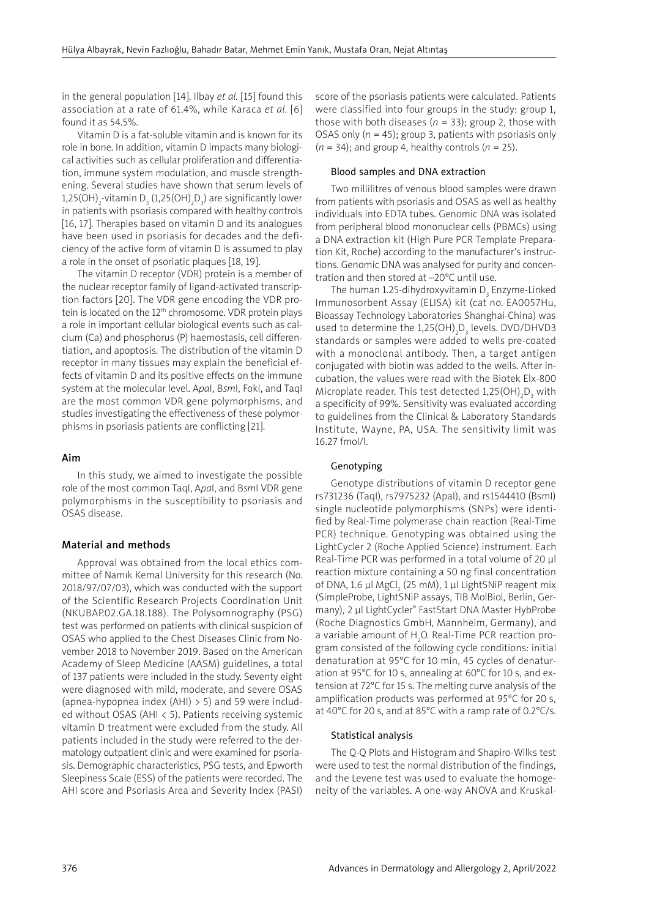in the general population [14]. Ilbay *et al.* [15] found this association at a rate of 61.4%, while Karaca *et al.* [6] found it as 54.5%.

Vitamin D is a fat-soluble vitamin and is known for its role in bone. In addition, vitamin D impacts many biological activities such as cellular proliferation and differentiation, immune system modulation, and muscle strengthening. Several studies have shown that serum levels of $1,25(OH)_2$-vitamin $D_3$ ($1,25(OH)_2D_3$) are significantly lower in patients with psoriasis compared with healthy controls [16, 17]. Therapies based on vitamin D and its analogues have been used in psoriasis for decades and the deficiency of the active form of vitamin D is assumed to play a role in the onset of psoriatic plaques [18, 19].

The vitamin D receptor (VDR) protein is a member of the nuclear receptor family of ligand-activated transcription factors [20]. The VDR gene encoding the VDR protein is located on the $12^{th}$ chromosome. VDR protein plays a role in important cellular biological events such as calcium (Ca) and phosphorus (P) haemostasis, cell differentiation, and apoptosis. The distribution of the vitamin D receptor in many tissues may explain the beneficial effects of vitamin D and its positive effects on the immune system at the molecular level. A*pa*I, B*sm*I, FokI, and TaqI are the most common VDR gene polymorphisms, and studies investigating the effectiveness of these polymorphisms in psoriasis patients are conflicting [21].

## Aim

In this study, we aimed to investigate the possible role of the most common TaqI, A*pa*I, and B*sm*I VDR gene polymorphisms in the susceptibility to psoriasis and OSAS disease.

## Material and methods

Approval was obtained from the local ethics committee of Namık Kemal University for this research (No. 2018/97/07/03), which was conducted with the support of the Scientific Research Projects Coordination Unit (NKUBAP.02.GA.18.188). The Polysomnography (PSG) test was performed on patients with clinical suspicion of OSAS who applied to the Chest Diseases Clinic from November 2018 to November 2019. Based on the American Academy of Sleep Medicine (AASM) guidelines, a total of 137 patients were included in the study. Seventy eight were diagnosed with mild, moderate, and severe OSAS (apnea-hypopnea index (AHI) > 5) and 59 were included without OSAS (AHI < 5). Patients receiving systemic vitamin D treatment were excluded from the study. All patients included in the study were referred to the dermatology outpatient clinic and were examined for psoriasis. Demographic characteristics, PSG tests, and Epworth Sleepiness Scale (ESS) of the patients were recorded. The AHI score and Psoriasis Area and Severity Index (PASI) score of the psoriasis patients were calculated. Patients were classified into four groups in the study: group 1, those with both diseases ($n$ = 33); group 2, those with OSAS only ($n$ = 45); group 3, patients with psoriasis only ($n$ = 34); and group 4, healthy controls ($n$ = 25).

### Blood samples and DNA extraction

Two millilitres of venous blood samples were drawn from patients with psoriasis and OSAS as well as healthy individuals into EDTA tubes. Genomic DNA was isolated from peripheral blood mononuclear cells (PBMCs) using a DNA extraction kit (High Pure PCR Template Preparation Kit, Roche) according to the manufacturer's instructions. Genomic DNA was analysed for purity and concentration and then stored at –20°C until use.

The human 1.25-dihydroxyvitamin $D_3$ Enzyme-Linked Immunosorbent Assay (ELISA) kit (cat no. EA0057Hu, Bioassay Technology Laboratories Shanghai-China) was used to determine the $1,25(OH)_2D_3$ levels. DVD/DHVD3 standards or samples were added to wells pre-coated with a monoclonal antibody. Then, a target antigen conjugated with biotin was added to the wells. After incubation, the values were read with the Biotek Elx-800 Microplate reader. This test detected $1,25(OH)_2D_3$ with a specificity of 99%. Sensitivity was evaluated according to guidelines from the Clinical & Laboratory Standards Institute, Wayne, PA, USA. The sensitivity limit was 16.27 fmol/l.

### Genotyping

Genotype distributions of vitamin D receptor gene rs731236 (TaqI), rs7975232 (ApaI), and rs1544410 (BsmI) single nucleotide polymorphisms (SNPs) were identified by Real-Time polymerase chain reaction (Real-Time PCR) technique. Genotyping was obtained using the LightCycler 2 (Roche Applied Science) instrument. Each Real-Time PCR was performed in a total volume of 20 µl reaction mixture containing a 50 ng final concentration of DNA, 1.6 µl $MgCl_2$ (25 mM), 1 µl LightSNiP reagent mix (SimpleProbe, LightSNiP assays, TIB MolBiol, Berlin, Germany), 2 µl LightCycler® FastStart DNA Master HybProbe (Roche Diagnostics GmbH, Mannheim, Germany), and a variable amount of $H_2O$. Real-Time PCR reaction program consisted of the following cycle conditions: initial denaturation at 95°C for 10 min, 45 cycles of denaturation at 95°C for 10 s, annealing at 60°C for 10 s, and extension at 72°C for 15 s. The melting curve analysis of the amplification products was performed at 95°C for 20 s, at 40°C for 20 s, and at 85°C with a ramp rate of 0.2°C/s.

### Statistical analysis

The Q-Q Plots and Histogram and Shapiro-Wilks test were used to test the normal distribution of the findings, and the Levene test was used to evaluate the homogeneity of the variables. A one-way ANOVA and Kruskal-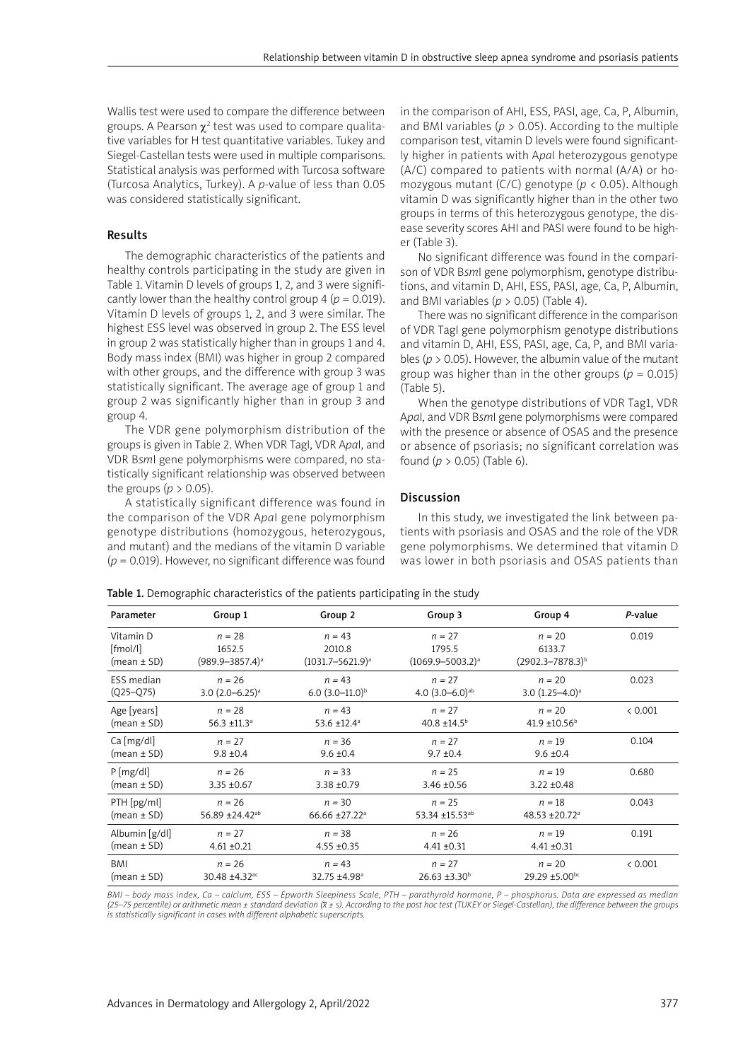Wallis test were used to compare the difference between groups. A Pearson $\chi^2$ test was used to compare qualitative variables for H test quantitative variables. Tukey and Siegel-Castellan tests were used in multiple comparisons. Statistical analysis was performed with Turcosa software (Turcosa Analytics, Turkey). A *p*-value of less than 0.05 was considered statistically significant.

## Results

The demographic characteristics of the patients and healthy controls participating in the study are given in Table 1. Vitamin D levels of groups 1, 2, and 3 were significantly lower than the healthy control group 4 ($p = 0.019$). Vitamin D levels of groups 1, 2, and 3 were similar. The highest ESS level was observed in group 2. The ESS level in group 2 was statistically higher than in groups 1 and 4. Body mass index (BMI) was higher in group 2 compared with other groups, and the difference with group 3 was statistically significant. The average age of group 1 and group 2 was significantly higher than in group 3 and group 4.

The VDR gene polymorphism distribution of the groups is given in Table 2. When VDR TagI, VDR A*pa*I, and VDR B*sm*I gene polymorphisms were compared, no statistically significant relationship was observed between the groups ($p > 0.05$).

A statistically significant difference was found in the comparison of the VDR A*pa*I gene polymorphism genotype distributions (homozygous, heterozygous, and mutant) and the medians of the vitamin D variable ($p = 0.019$). However, no significant difference was found in the comparison of AHI, ESS, PASI, age, Ca, P, Albumin, and BMI variables ($p > 0.05$). According to the multiple comparison test, vitamin D levels were found significantly higher in patients with A*pa*I heterozygous genotype (A/C) compared to patients with normal (A/A) or homozygous mutant (C/C) genotype ($p < 0.05$). Although vitamin D was significantly higher than in the other two groups in terms of this heterozygous genotype, the disease severity scores AHI and PASI were found to be higher (Table 3).

No significant difference was found in the comparison of VDR B*sm*I gene polymorphism, genotype distributions, and vitamin D, AHI, ESS, PASI, age, Ca, P, Albumin, and BMI variables ($p > 0.05$) (Table 4).

There was no significant difference in the comparison of VDR TagI gene polymorphism genotype distributions and vitamin D, AHI, ESS, PASI, age, Ca, P, and BMI variables ($p > 0.05$). However, the albumin value of the mutant group was higher than in the other groups ($p = 0.015$) (Table 5).

When the genotype distributions of VDR Tag1, VDR A*pa*I, and VDR B*sm*I gene polymorphisms were compared with the presence or absence of OSAS and the presence or absence of psoriasis; no significant correlation was found ($p > 0.05$) (Table 6).

## Discussion

In this study, we investigated the link between patients with psoriasis and OSAS and the role of the VDR gene polymorphisms. We determined that vitamin D was lower in both psoriasis and OSAS patients than

**Table 1.** Demographic characteristics of the patients participating in the study

| Parameter | Group 1 | Group 2 | Group 3 | Group 4 | *P*-value |
|---|---|---|---|---|---|
| Vitamin D [fmol/l] (mean ± SD) | $n = 28$ 1652.5 (989.9–3857.4)[a] | $n = 43$ 2010.8 (1031.7–5621.9)[a] | $n = 27$ 1795.5 (1069.9–5003.2)[a] | $n = 20$ 6133.7 (2902.3–7878.3)[b] | 0.019 |
| ESS median (Q25–Q75) | $n = 26$ 3.0 (2.0–6.25)[a] | $n = 43$ 6.0 (3.0–11.0)[b] | $n = 27$ 4.0 (3.0–6.0)[ab] | $n = 20$ 3.0 (1.25–4.0)[a] | 0.023 |
| Age [years] (mean ± SD) | $n = 28$ 56.3 ±11.3[a] | $n = 43$ 53.6 ±12.4[a] | $n = 27$ 40.8 ±14.5[b] | $n = 20$ 41.9 ±10.56[b] | < 0.001 |
| Ca [mg/dl] (mean ± SD) | $n = 27$ 9.8 ±0.4 | $n = 36$ 9.6 ±0.4 | $n = 27$ 9.7 ±0.4 | $n = 19$ 9.6 ±0.4 | 0.104 |
| P [mg/dl] (mean ± SD) | $n = 26$ 3.35 ±0.67 | $n = 33$ 3.38 ±0.79 | $n = 25$ 3.46 ±0.56 | $n = 19$ 3.22 ±0.48 | 0.680 |
| PTH [pg/ml] (mean ± SD) | $n = 26$ 56.89 ±24.42[ab] | $n = 30$ 66.66 ±27.22[a] | $n = 25$ 53.34 ±15.53[ab] | $n = 18$ 48.53 ±20.72[a] | 0.043 |
| Albumin [g/dl] (mean ± SD) | $n = 27$ 4.61 ±0.21 | $n = 38$ 4.55 ±0.35 | $n = 26$ 4.41 ±0.31 | $n = 19$ 4.41 ±0.31 | 0.191 |
| BMI (mean ± SD) | $n = 26$ 30.48 ±4.32[ac] | $n = 43$ 32.75 ±4.98[a] | $n = 27$ 26.63 ±3.30[b] | $n = 20$ 29.29 ±5.00[bc] | < 0.001 |

*BMI – body mass index, Ca – calcium, ESS – Epworth Sleepiness Scale, PTH – parathyroid hormone, P – phosphorus. Data are expressed as median (25–75 percentile) or arithmetic mean ± standard deviation ($\bar{x} \pm s$). According to the post hoc test (TUKEY or Siegel-Castellan), the difference between the groups is statistically significant in cases with different alphabetic superscripts.*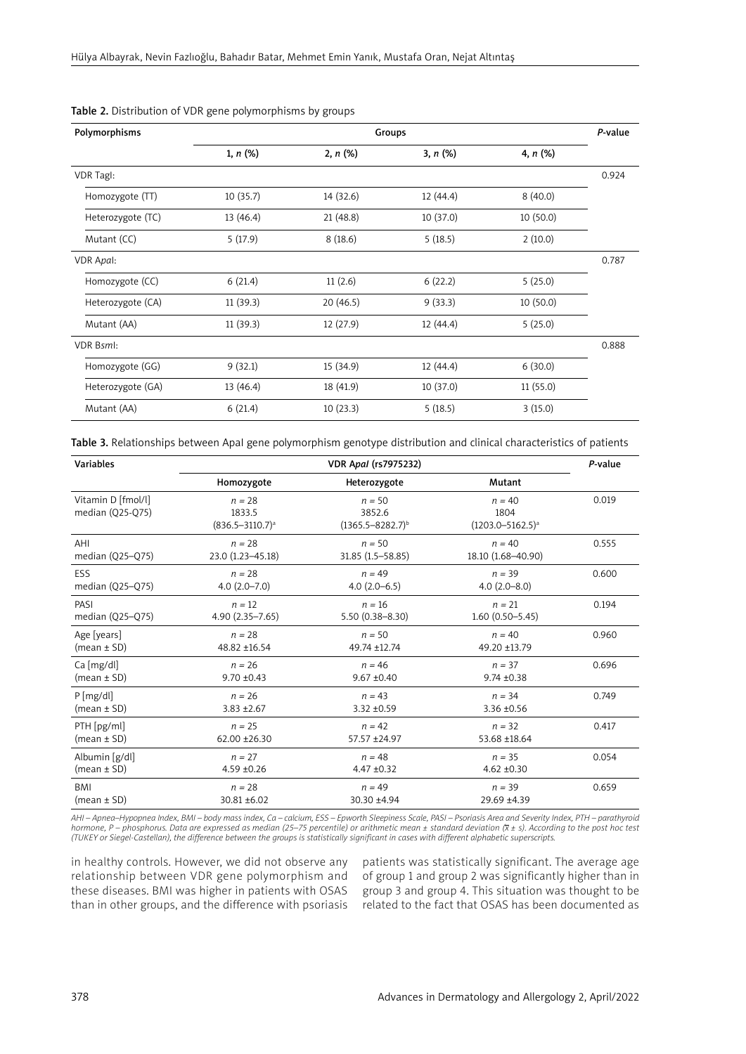**Table 2.** Distribution of VDR gene polymorphisms by groups

| Polymorphisms | Groups | | | | *P*-value |
|---|---|---|---|---|---|
| | 1, *n* (%) | 2, *n* (%) | 3, *n* (%) | 4, *n* (%) | |
| VDR TagI: | | | | | 0.924 |
| Homozygote (TT) | 10 (35.7) | 14 (32.6) | 12 (44.4) | 8 (40.0) | |
| Heterozygote (TC) | 13 (46.4) | 21 (48.8) | 10 (37.0) | 10 (50.0) | |
| Mutant (CC) | 5 (17.9) | 8 (18.6) | 5 (18.5) | 2 (10.0) | |
| VDR *Apa*I: | | | | | 0.787 |
| Homozygote (CC) | 6 (21.4) | 11 (2.6) | 6 (22.2) | 5 (25.0) | |
| Heterozygote (CA) | 11 (39.3) | 20 (46.5) | 9 (33.3) | 10 (50.0) | |
| Mutant (AA) | 11 (39.3) | 12 (27.9) | 12 (44.4) | 5 (25.0) | |
| VDR *Bsm*I: | | | | | 0.888 |
| Homozygote (GG) | 9 (32.1) | 15 (34.9) | 12 (44.4) | 6 (30.0) | |
| Heterozygote (GA) | 13 (46.4) | 18 (41.9) | 10 (37.0) | 11 (55.0) | |
| Mutant (AA) | 6 (21.4) | 10 (23.3) | 5 (18.5) | 3 (15.0) | |

**Table 3.** Relationships between ApaI gene polymorphism genotype distribution and clinical characteristics of patients

| Variables | VDR *Apa*I (rs7975232) | | | *P*-value |
|---|---|---|---|---|
| | Homozygote | Heterozygote | Mutant | |
| Vitamin D [fmol/l] median (Q25–Q75) | *n* = 28<br>1833.5<br>(836.5–3110.7)[a] | *n* = 50<br>3852.6<br>(1365.5–8282.7)[b] | *n* = 40<br>1804<br>(1203.0–5162.5)[a] | 0.019 |
| AHI median (Q25–Q75) | *n* = 28<br>23.0 (1.23–45.18) | *n* = 50<br>31.85 (1.5–58.85) | *n* = 40<br>18.10 (1.68–40.90) | 0.555 |
| ESS median (Q25–Q75) | *n* = 28<br>4.0 (2.0–7.0) | *n* = 49<br>4.0 (2.0–6.5) | *n* = 39<br>4.0 (2.0–8.0) | 0.600 |
| PASI median (Q25–Q75) | *n* = 12<br>4.90 (2.35–7.65) | *n* = 16<br>5.50 (0.38–8.30) | *n* = 21<br>1.60 (0.50–5.45) | 0.194 |
| Age [years] (mean ± SD) | *n* = 28<br>48.82 ±16.54 | *n* = 50<br>49.74 ±12.74 | *n* = 40<br>49.20 ±13.79 | 0.960 |
| Ca [mg/dl] (mean ± SD) | *n* = 26<br>9.70 ±0.43 | *n* = 46<br>9.67 ±0.40 | *n* = 37<br>9.74 ±0.38 | 0.696 |
| P [mg/dl] (mean ± SD) | *n* = 26<br>3.83 ±2.67 | *n* = 43<br>3.32 ±0.59 | *n* = 34<br>3.36 ±0.56 | 0.749 |
| PTH [pg/ml] (mean ± SD) | *n* = 25<br>62.00 ±26.30 | *n* = 42<br>57.57 ±24.97 | *n* = 32<br>53.68 ±18.64 | 0.417 |
| Albumin [g/dl] (mean ± SD) | *n* = 27<br>4.59 ±0.26 | *n* = 48<br>4.47 ±0.32 | *n* = 35<br>4.62 ±0.30 | 0.054 |
| BMI (mean ± SD) | *n* = 28<br>30.81 ±6.02 | *n* = 49<br>30.30 ±4.94 | *n* = 39<br>29.69 ±4.39 | 0.659 |

*AHI – Apnea–Hypopnea Index, BMI – body mass index, Ca – calcium, ESS – Epworth Sleepiness Scale, PASI – Psoriasis Area and Severity Index, PTH – parathyroid hormone, P – phosphorus. Data are expressed as median (25–75 percentile) or arithmetic mean ± standard deviation ($\bar{x}$ ± s). According to the post hoc test (TUKEY or Siegel-Castellan), the difference between the groups is statistically significant in cases with different alphabetic superscripts.*

in healthy controls. However, we did not observe any relationship between VDR gene polymorphism and these diseases. BMI was higher in patients with OSAS than in other groups, and the difference with psoriasis patients was statistically significant. The average age of group 1 and group 2 was significantly higher than in group 3 and group 4. This situation was thought to be related to the fact that OSAS has been documented as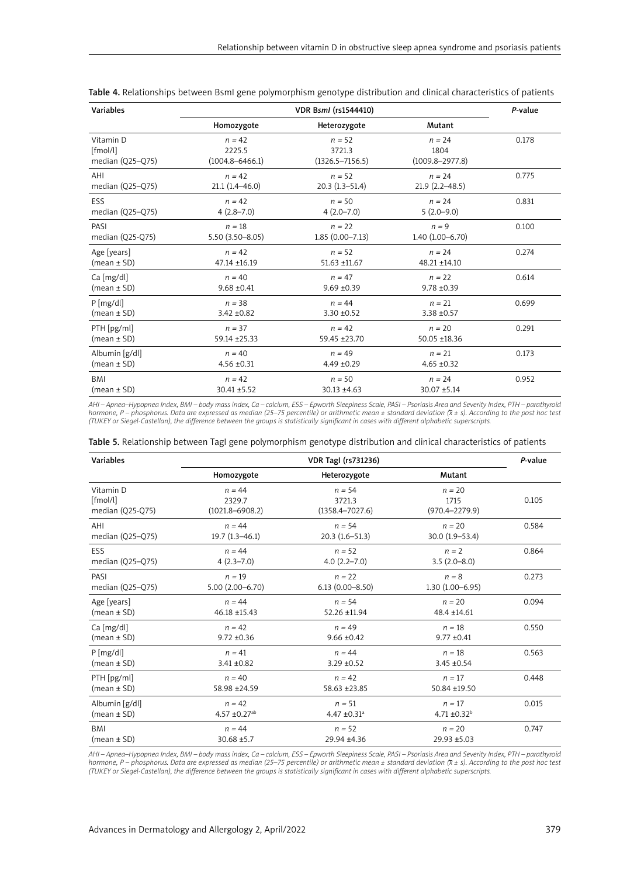**Table 4.** Relationships between BsmI gene polymorphism genotype distribution and clinical characteristics of patients

| Variables | VDR B*smI* (rs1544410) | | | *P*-value |
|---|---|---|---|---|
| | Homozygote | Heterozygote | Mutant | |
| Vitamin D [fmol/l] median (Q25–Q75) | *n* = 42<br>2225.5<br>(1004.8–6466.1) | *n* = 52<br>3721.3<br>(1326.5–7156.5) | *n* = 24<br>1804<br>(1009.8–2977.8) | 0.178 |
| AHI median (Q25–Q75) | *n* = 42<br>21.1 (1.4–46.0) | *n* = 52<br>20.3 (1.3–51.4) | *n* = 24<br>21.9 (2.2–48.5) | 0.775 |
| ESS median (Q25–Q75) | *n* = 42<br>4 (2.8–7.0) | *n* = 50<br>4 (2.0–7.0) | *n* = 24<br>5 (2.0–9.0) | 0.831 |
| PASI median (Q25-Q75) | *n* = 18<br>5.50 (3.50–8.05) | *n* = 22<br>1.85 (0.00–7.13) | *n* = 9<br>1.40 (1.00–6.70) | 0.100 |
| Age [years] (mean ± SD) | *n* = 42<br>47.14 ±16.19 | *n* = 52<br>51.63 ±11.67 | *n* = 24<br>48.21 ±14.10 | 0.274 |
| Ca [mg/dl] (mean ± SD) | *n* = 40<br>9.68 ±0.41 | *n* = 47<br>9.69 ±0.39 | *n* = 22<br>9.78 ±0.39 | 0.614 |
| P [mg/dl] (mean ± SD) | *n* = 38<br>3.42 ±0.82 | *n* = 44<br>3.30 ±0.52 | *n* = 21<br>3.38 ±0.57 | 0.699 |
| PTH [pg/ml] (mean ± SD) | *n* = 37<br>59.14 ±25.33 | *n* = 42<br>59.45 ±23.70 | *n* = 20<br>50.05 ±18.36 | 0.291 |
| Albumin [g/dl] (mean ± SD) | *n* = 40<br>4.56 ±0.31 | *n* = 49<br>4.49 ±0.29 | *n* = 21<br>4.65 ±0.32 | 0.173 |
| BMI (mean ± SD) | *n* = 42<br>30.41 ±5.52 | *n* = 50<br>30.13 ±4.63 | *n* = 24<br>30.07 ±5.14 | 0.952 |

*AHI – Apnea–Hypopnea Index, BMI – body mass index, Ca – calcium, ESS – Epworth Sleepiness Scale, PASI – Psoriasis Area and Severity Index, PTH – parathyroid hormone, P – phosphorus. Data are expressed as median (25–75 percentile) or arithmetic mean ± standard deviation ($\bar{x} \pm s$). According to the post hoc test (TUKEY or Siegel-Castellan), the difference between the groups is statistically significant in cases with different alphabetic superscripts.*

**Table 5.** Relationship between TagI gene polymorphism genotype distribution and clinical characteristics of patients

| Variables | VDR TagI (rs731236) | | | *P*-value |
|---|---|---|---|---|
| | Homozygote | Heterozygote | Mutant | |
| Vitamin D [fmol/l] median (Q25-Q75) | *n* = 44<br>2329.7<br>(1021.8–6908.2) | *n* = 54<br>3721.3<br>(1358.4–7027.6) | *n* = 20<br>1715<br>(970.4–2279.9) | 0.105 |
| AHI median (Q25–Q75) | *n* = 44<br>19.7 (1.3–46.1) | *n* = 54<br>20.3 (1.6–51.3) | *n* = 20<br>30.0 (1.9–53.4) | 0.584 |
| ESS median (Q25–Q75) | *n* = 44<br>4 (2.3–7.0) | *n* = 52<br>4.0 (2.2–7.0) | *n* = 2<br>3.5 (2.0–8.0) | 0.864 |
| PASI median (Q25–Q75) | *n* = 19<br>5.00 (2.00–6.70) | *n* = 22<br>6.13 (0.00–8.50) | *n* = 8<br>1.30 (1.00–6.95) | 0.273 |
| Age [years] (mean ± SD) | *n* = 44<br>46.18 ±15.43 | *n* = 54<br>52.26 ±11.94 | *n* = 20<br>48.4 ±14.61 | 0.094 |
| Ca [mg/dl] (mean ± SD) | *n* = 42<br>9.72 ±0.36 | *n* = 49<br>9.66 ±0.42 | *n* = 18<br>9.77 ±0.41 | 0.550 |
| P [mg/dl] (mean ± SD) | *n* = 41<br>3.41 ±0.82 | *n* = 44<br>3.29 ±0.52 | *n* = 18<br>3.45 ±0.54 | 0.563 |
| PTH [pg/ml] (mean ± SD) | *n* = 40<br>58.98 ±24.59 | *n* = 42<br>58.63 ±23.85 | *n* = 17<br>50.84 ±19.50 | 0.448 |
| Albumin [g/dl] (mean ± SD) | *n* = 42<br>4.57 ±0.27[ab] | *n* = 51<br>4.47 ±0.31[a] | *n* = 17<br>4.71 ±0.32[b] | 0.015 |
| BMI (mean ± SD) | *n* = 44<br>30.68 ±5.7 | *n* = 52<br>29.94 ±4.36 | *n* = 20<br>29.93 ±5.03 | 0.747 |

*AHI – Apnea–Hypopnea Index, BMI – body mass index, Ca – calcium, ESS – Epworth Sleepiness Scale, PASI – Psoriasis Area and Severity Index, PTH – parathyroid hormone, P – phosphorus. Data are expressed as median (25–75 percentile) or arithmetic mean ± standard deviation ($\bar{x} \pm s$). According to the post hoc test (TUKEY or Siegel-Castellan), the difference between the groups is statistically significant in cases with different alphabetic superscripts.*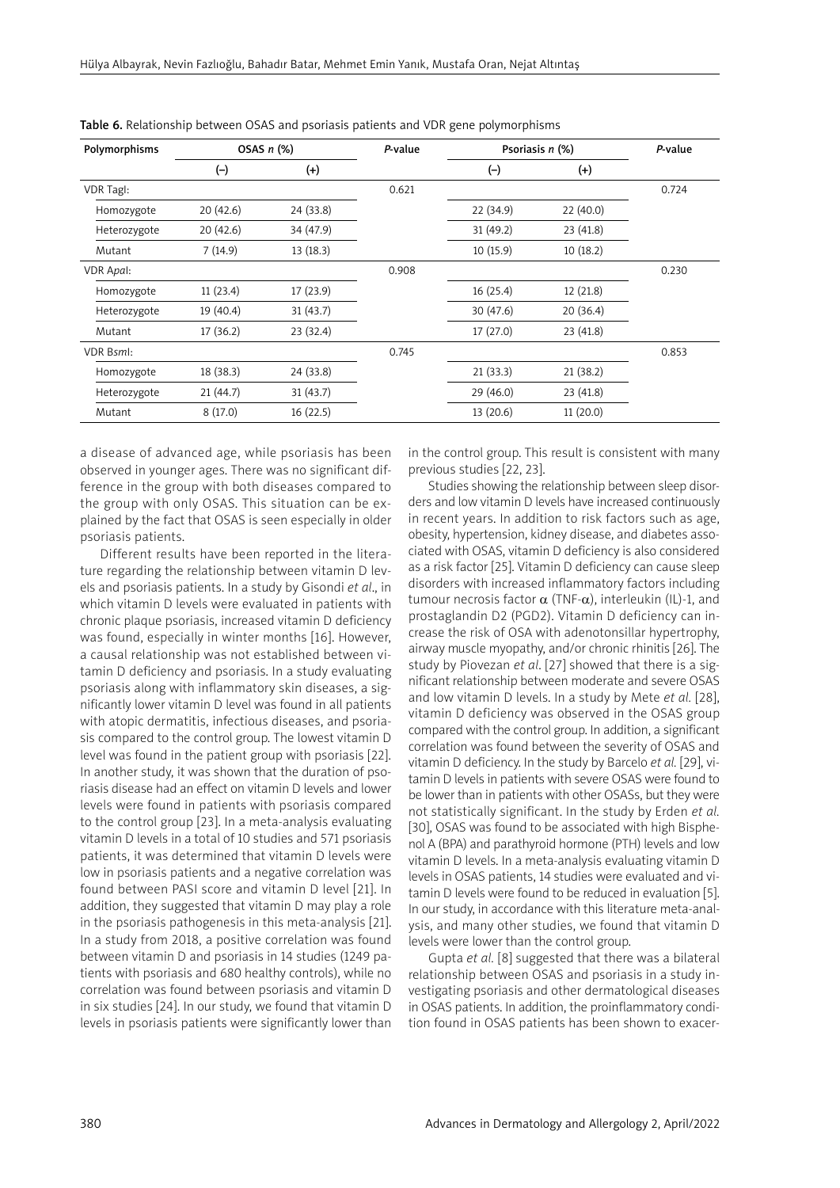**Table 6.** Relationship between OSAS and psoriasis patients and VDR gene polymorphisms

| Polymorphisms | OSAS *n* (%) | | *P*-value | Psoriasis *n* (%) | | *P*-value |
|---|---|---|---|---|---|---|
| | (–) | (+) | | (–) | (+) | |
| VDR *Taq*I: | | | 0.621 | | | 0.724 |
| Homozygote | 20 (42.6) | 24 (33.8) | | 22 (34.9) | 22 (40.0) | |
| Heterozygote | 20 (42.6) | 34 (47.9) | | 31 (49.2) | 23 (41.8) | |
| Mutant | 7 (14.9) | 13 (18.3) | | 10 (15.9) | 10 (18.2) | |
| VDR *Apa*I: | | | 0.908 | | | 0.230 |
| Homozygote | 11 (23.4) | 17 (23.9) | | 16 (25.4) | 12 (21.8) | |
| Heterozygote | 19 (40.4) | 31 (43.7) | | 30 (47.6) | 20 (36.4) | |
| Mutant | 17 (36.2) | 23 (32.4) | | 17 (27.0) | 23 (41.8) | |
| VDR *Bsm*I: | | | 0.745 | | | 0.853 |
| Homozygote | 18 (38.3) | 24 (33.8) | | 21 (33.3) | 21 (38.2) | |
| Heterozygote | 21 (44.7) | 31 (43.7) | | 29 (46.0) | 23 (41.8) | |
| Mutant | 8 (17.0) | 16 (22.5) | | 13 (20.6) | 11 (20.0) | |

a disease of advanced age, while psoriasis has been observed in younger ages. There was no significant difference in the group with both diseases compared to the group with only OSAS. This situation can be explained by the fact that OSAS is seen especially in older psoriasis patients.

Different results have been reported in the literature regarding the relationship between vitamin D levels and psoriasis patients. In a study by Gisondi *et al*., in which vitamin D levels were evaluated in patients with chronic plaque psoriasis, increased vitamin D deficiency was found, especially in winter months [16]. However, a causal relationship was not established between vitamin D deficiency and psoriasis. In a study evaluating psoriasis along with inflammatory skin diseases, a significantly lower vitamin D level was found in all patients with atopic dermatitis, infectious diseases, and psoriasis compared to the control group. The lowest vitamin D level was found in the patient group with psoriasis [22]. In another study, it was shown that the duration of psoriasis disease had an effect on vitamin D levels and lower levels were found in patients with psoriasis compared to the control group [23]. In a meta-analysis evaluating vitamin D levels in a total of 10 studies and 571 psoriasis patients, it was determined that vitamin D levels were low in psoriasis patients and a negative correlation was found between PASI score and vitamin D level [21]. In addition, they suggested that vitamin D may play a role in the psoriasis pathogenesis in this meta-analysis [21]. In a study from 2018, a positive correlation was found between vitamin D and psoriasis in 14 studies (1249 patients with psoriasis and 680 healthy controls), while no correlation was found between psoriasis and vitamin D in six studies [24]. In our study, we found that vitamin D levels in psoriasis patients were significantly lower than in the control group. This result is consistent with many previous studies [22, 23].

Studies showing the relationship between sleep disorders and low vitamin D levels have increased continuously in recent years. In addition to risk factors such as age, obesity, hypertension, kidney disease, and diabetes associated with OSAS, vitamin D deficiency is also considered as a risk factor [25]. Vitamin D deficiency can cause sleep disorders with increased inflammatory factors including tumour necrosis factor $\alpha$ (TNF-$\alpha$), interleukin (IL)-1, and prostaglandin D2 (PGD2). Vitamin D deficiency can increase the risk of OSA with adenotonsillar hypertrophy, airway muscle myopathy, and/or chronic rhinitis [26]. The study by Piovezan *et al*. [27] showed that there is a significant relationship between moderate and severe OSAS and low vitamin D levels. In a study by Mete *et al.* [28], vitamin D deficiency was observed in the OSAS group compared with the control group. In addition, a significant correlation was found between the severity of OSAS and vitamin D deficiency. In the study by Barcelo *et al.* [29], vitamin D levels in patients with severe OSAS were found to be lower than in patients with other OSASs, but they were not statistically significant. In the study by Erden *et al.* [30], OSAS was found to be associated with high Bisphenol A (BPA) and parathyroid hormone (PTH) levels and low vitamin D levels. In a meta-analysis evaluating vitamin D levels in OSAS patients, 14 studies were evaluated and vitamin D levels were found to be reduced in evaluation [5]. In our study, in accordance with this literature meta-analysis, and many other studies, we found that vitamin D levels were lower than the control group.

Gupta *et al.* [8] suggested that there was a bilateral relationship between OSAS and psoriasis in a study investigating psoriasis and other dermatological diseases in OSAS patients. In addition, the proinflammatory condition found in OSAS patients has been shown to exacer-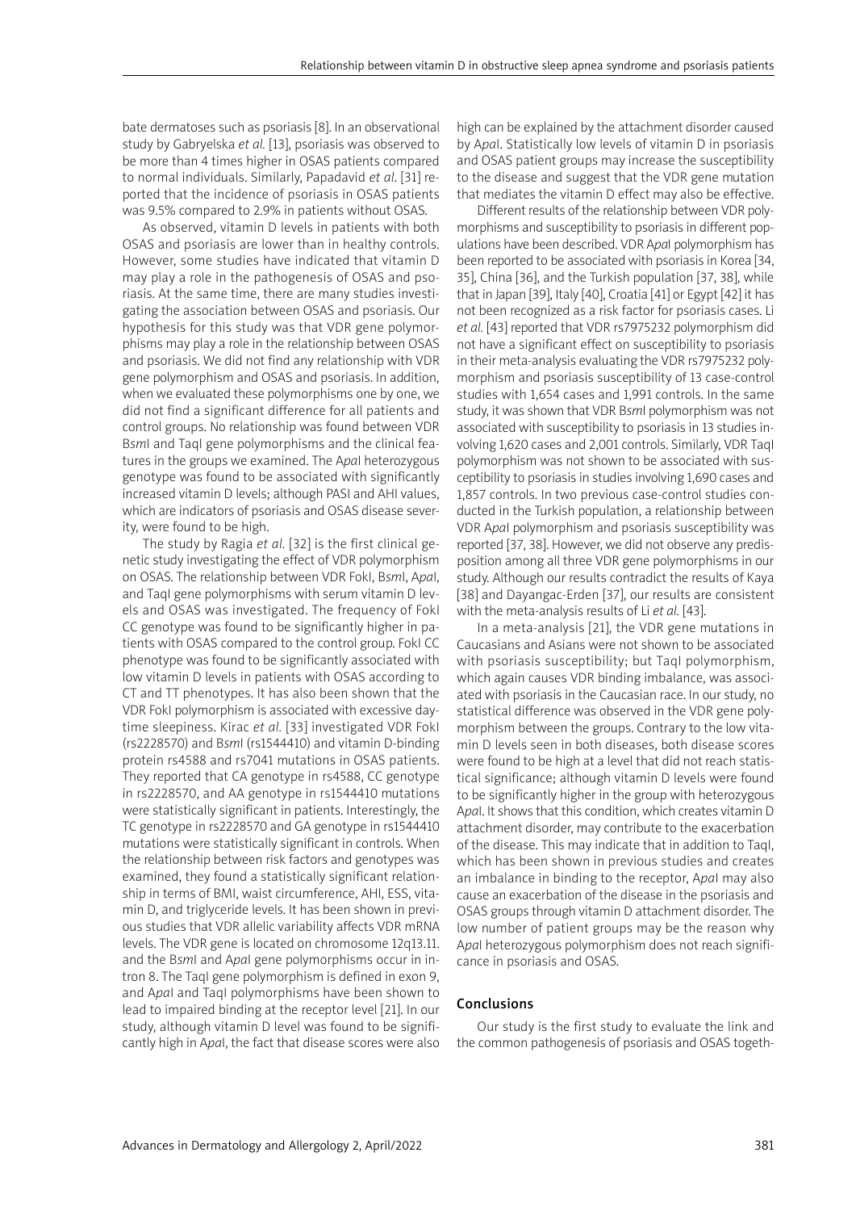bate dermatoses such as psoriasis [8]. In an observational study by Gabryelska *et al.* [13], psoriasis was observed to be more than 4 times higher in OSAS patients compared to normal individuals. Similarly, Papadavid *et al.* [31] reported that the incidence of psoriasis in OSAS patients was 9.5% compared to 2.9% in patients without OSAS.

As observed, vitamin D levels in patients with both OSAS and psoriasis are lower than in healthy controls. However, some studies have indicated that vitamin D may play a role in the pathogenesis of OSAS and psoriasis. At the same time, there are many studies investigating the association between OSAS and psoriasis. Our hypothesis for this study was that VDR gene polymorphisms may play a role in the relationship between OSAS and psoriasis. We did not find any relationship with VDR gene polymorphism and OSAS and psoriasis. In addition, when we evaluated these polymorphisms one by one, we did not find a significant difference for all patients and control groups. No relationship was found between VDR B*sm*I and TaqI gene polymorphisms and the clinical features in the groups we examined. The A*pa*I heterozygous genotype was found to be associated with significantly increased vitamin D levels; although PASI and AHI values, which are indicators of psoriasis and OSAS disease severity, were found to be high.

The study by Ragia *et al.* [32] is the first clinical genetic study investigating the effect of VDR polymorphism on OSAS. The relationship between VDR FokI, B*sm*I, A*pa*I, and TaqI gene polymorphisms with serum vitamin D levels and OSAS was investigated. The frequency of FokI CC genotype was found to be significantly higher in patients with OSAS compared to the control group. FokI CC phenotype was found to be significantly associated with low vitamin D levels in patients with OSAS according to CT and TT phenotypes. It has also been shown that the VDR FokI polymorphism is associated with excessive daytime sleepiness. Kirac *et al.* [33] investigated VDR FokI (rs2228570) and B*sm*I (rs1544410) and vitamin D-binding protein rs4588 and rs7041 mutations in OSAS patients. They reported that CA genotype in rs4588, CC genotype in rs2228570, and AA genotype in rs1544410 mutations were statistically significant in patients. Interestingly, the TC genotype in rs2228570 and GA genotype in rs1544410 mutations were statistically significant in controls. When the relationship between risk factors and genotypes was examined, they found a statistically significant relationship in terms of BMI, waist circumference, AHI, ESS, vitamin D, and triglyceride levels. It has been shown in previous studies that VDR allelic variability affects VDR mRNA levels. The VDR gene is located on chromosome 12q13.11. and the B*sm*I and A*pa*I gene polymorphisms occur in intron 8. The TaqI gene polymorphism is defined in exon 9, and A*pa*I and TaqI polymorphisms have been shown to lead to impaired binding at the receptor level [21]. In our study, although vitamin D level was found to be significantly high in A*pa*I, the fact that disease scores were also high can be explained by the attachment disorder caused by A*pa*I. Statistically low levels of vitamin D in psoriasis and OSAS patient groups may increase the susceptibility to the disease and suggest that the VDR gene mutation that mediates the vitamin D effect may also be effective.

Different results of the relationship between VDR polymorphisms and susceptibility to psoriasis in different populations have been described. VDR A*pa*I polymorphism has been reported to be associated with psoriasis in Korea [34, 35], China [36], and the Turkish population [37, 38], while that in Japan [39], Italy [40], Croatia [41] or Egypt [42] it has not been recognized as a risk factor for psoriasis cases. Li *et al.* [43] reported that VDR rs7975232 polymorphism did not have a significant effect on susceptibility to psoriasis in their meta-analysis evaluating the VDR rs7975232 polymorphism and psoriasis susceptibility of 13 case-control studies with 1,654 cases and 1,991 controls. In the same study, it was shown that VDR B*sm*I polymorphism was not associated with susceptibility to psoriasis in 13 studies involving 1,620 cases and 2,001 controls. Similarly, VDR TaqI polymorphism was not shown to be associated with susceptibility to psoriasis in studies involving 1,690 cases and 1,857 controls. In two previous case-control studies conducted in the Turkish population, a relationship between VDR A*pa*I polymorphism and psoriasis susceptibility was reported [37, 38]. However, we did not observe any predisposition among all three VDR gene polymorphisms in our study. Although our results contradict the results of Kaya [38] and Dayangac-Erden [37], our results are consistent with the meta-analysis results of Li *et al.* [43].

In a meta-analysis [21], the VDR gene mutations in Caucasians and Asians were not shown to be associated with psoriasis susceptibility; but TaqI polymorphism, which again causes VDR binding imbalance, was associated with psoriasis in the Caucasian race. In our study, no statistical difference was observed in the VDR gene polymorphism between the groups. Contrary to the low vitamin D levels seen in both diseases, both disease scores were found to be high at a level that did not reach statistical significance; although vitamin D levels were found to be significantly higher in the group with heterozygous A*pa*I. It shows that this condition, which creates vitamin D attachment disorder, may contribute to the exacerbation of the disease. This may indicate that in addition to TaqI, which has been shown in previous studies and creates an imbalance in binding to the receptor, A*pa*I may also cause an exacerbation of the disease in the psoriasis and OSAS groups through vitamin D attachment disorder. The low number of patient groups may be the reason why A*pa*I heterozygous polymorphism does not reach significance in psoriasis and OSAS.

## Conclusions

Our study is the first study to evaluate the link and the common pathogenesis of psoriasis and OSAS togeth-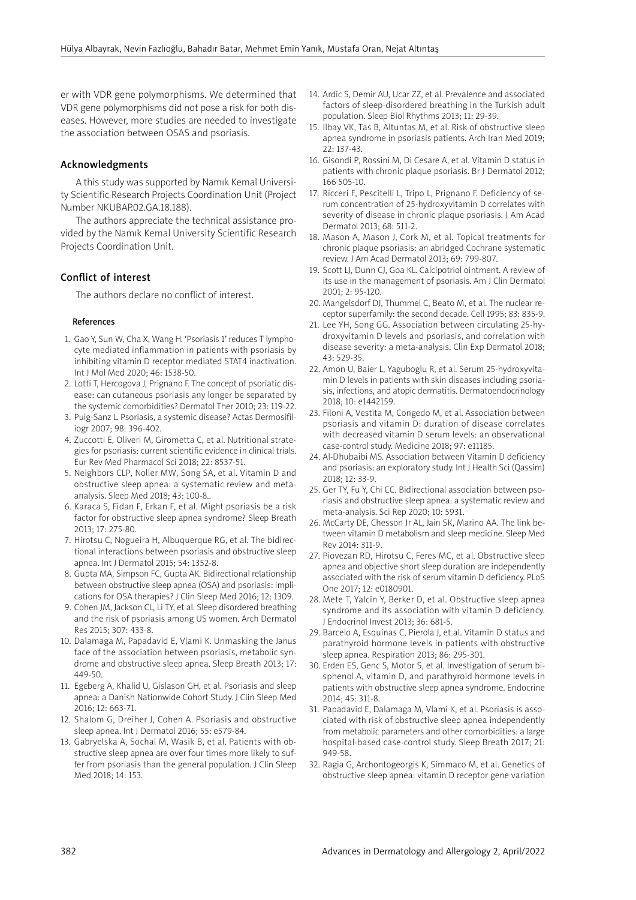er with VDR gene polymorphisms. We determined that VDR gene polymorphisms did not pose a risk for both diseases. However, more studies are needed to investigate the association between OSAS and psoriasis.

## Acknowledgments

A this study was supported by Namık Kemal University Scientific Research Projects Coordination Unit (Project Number NKUBAP.02.GA.18.188).

The authors appreciate the technical assistance provided by the Namık Kemal University Scientific Research Projects Coordination Unit.

## Conflict of interest

The authors declare no conflict of interest.

### References

1. Gao Y, Sun W, Cha X, Wang H. 'Psoriasis 1' reduces T lymphocyte mediated inflammation in patients with psoriasis by inhibiting vitamin D receptor mediated STAT4 inactivation. Int J Mol Med 2020; 46: 1538-50.
2. Lotti T, Hercogova J, Prignano F. The concept of psoriatic disease: can cutaneous psoriasis any longer be separated by the systemic comorbidities? Dermatol Ther 2010; 23: 119-22.
3. Puig-Sanz L. Psoriasis, a systemic disease? Actas Dermosifiliogr 2007; 98: 396-402.
4. Zuccotti E, Oliveri M, Girometta C, et al. Nutritional strategies for psoriasis: current scientific evidence in clinical trials. Eur Rev Med Pharmacol Sci 2018; 22: 8537-51.
5. Neighbors CLP, Noller MW, Song SA, et al. Vitamin D and obstructive sleep apnea: a systematic review and meta-analysis. Sleep Med 2018; 43: 100-8..
6. Karaca S, Fidan F, Erkan F, et al. Might psoriasis be a risk factor for obstructive sleep apnea syndrome? Sleep Breath 2013; 17: 275-80.
7. Hirotsu C, Nogueira H, Albuquerque RG, et al. The bidirectional interactions between psoriasis and obstructive sleep apnea. Int J Dermatol 2015; 54: 1352-8.
8. Gupta MA, Simpson FC, Gupta AK. Bidirectional relationship between obstructive sleep apnea (OSA) and psoriasis: implications for OSA therapies? J Clin Sleep Med 2016; 12: 1309.
9. Cohen JM, Jackson CL, Li TY, et al. Sleep disordered breathing and the risk of psoriasis among US women. Arch Dermatol Res 2015; 307: 433-8.
10. Dalamaga M, Papadavid E, Vlami K. Unmasking the Janus face of the association between psoriasis, metabolic syndrome and obstructive sleep apnea. Sleep Breath 2013; 17: 449-50.
11. Egeberg A, Khalid U, Gislason GH, et al. Psoriasis and sleep apnea: a Danish Nationwide Cohort Study. J Clin Sleep Med 2016; 12: 663-71.
12. Shalom G, Dreiher J, Cohen A. Psoriasis and obstructive sleep apnea. Int J Dermatol 2016; 55: e579-84.
13. Gabryelska A, Sochal M, Wasik B, et al. Patients with obstructive sleep apnea are over four times more likely to suffer from psoriasis than the general population. J Clin Sleep Med 2018; 14: 153.
14. Ardic S, Demir AU, Ucar ZZ, et al. Prevalence and associated factors of sleep-disordered breathing in the Turkish adult population. Sleep Biol Rhythms 2013; 11: 29-39.
15. Ilbay VK, Tas B, Altuntas M, et al. Risk of obstructive sleep apnea syndrome in psoriasis patients. Arch Iran Med 2019; 22: 137-43.
16. Gisondi P, Rossini M, Di Cesare A, et al. Vitamin D status in patients with chronic plaque psoriasis. Br J Dermatol 2012; 166 505-10.
17. Ricceri F, Pescitelli L, Tripo L, Prignano F. Deficiency of serum concentration of 25-hydroxyvitamin D correlates with severity of disease in chronic plaque psoriasis. J Am Acad Dermatol 2013; 68: 511-2.
18. Mason A, Mason J, Cork M, et al. Topical treatments for chronic plaque psoriasis: an abridged Cochrane systematic review. J Am Acad Dermatol 2013; 69: 799-807.
19. Scott LJ, Dunn CJ, Goa KL. Calcipotriol ointment. A review of its use in the management of psoriasis. Am J Clin Dermatol 2001; 2: 95-120.
20. Mangelsdorf DJ, Thummel C, Beato M, et al. The nuclear receptor superfamily: the second decade. Cell 1995; 83: 835-9.
21. Lee YH, Song GG. Association between circulating 25-hydroxyvitamin D levels and psoriasis, and correlation with disease severity: a meta-analysis. Clin Exp Dermatol 2018; 43: 529-35.
22. Amon U, Baier L, Yaguboglu R, et al. Serum 25-hydroxyvitamin D levels in patients with skin diseases including psoriasis, infections, and atopic dermatitis. Dermatoendocrinology 2018; 10: e1442159.
23. Filoni A, Vestita M, Congedo M, et al. Association between psoriasis and vitamin D: duration of disease correlates with decreased vitamin D serum levels: an observational case-control study. Medicine 2018; 97: e11185.
24. Al-Dhubaibi MS. Association between Vitamin D deficiency and psoriasis: an exploratory study. Int J Health Sci (Qassim) 2018; 12: 33-9.
25. Ger TY, Fu Y, Chi CC. Bidirectional association between psoriasis and obstructive sleep apnea: a systematic review and meta-analysis. Sci Rep 2020; 10: 5931.
26. McCarty DE, Chesson Jr AL, Jain SK, Marino AA. The link between vitamin D metabolism and sleep medicine. Sleep Med Rev 2014: 311-9.
27. Piovezan RD, Hirotsu C, Feres MC, et al. Obstructive sleep apnea and objective short sleep duration are independently associated with the risk of serum vitamin D deficiency. PLoS One 2017; 12: e0180901.
28. Mete T, Yalcin Y, Berker D, et al. Obstructive sleep apnea syndrome and its association with vitamin D deficiency. J Endocrinol Invest 2013; 36: 681-5.
29. Barcelo A, Esquinas C, Pierola J, et al. Vitamin D status and parathyroid hormone levels in patients with obstructive sleep apnea. Respiration 2013; 86: 295-301.
30. Erden ES, Genc S, Motor S, et al. Investigation of serum bisphenol A, vitamin D, and parathyroid hormone levels in patients with obstructive sleep apnea syndrome. Endocrine 2014; 45: 311-8.
31. Papadavid E, Dalamaga M, Vlami K, et al. Psoriasis is associated with risk of obstructive sleep apnea independently from metabolic parameters and other comorbidities: a large hospital-based case-control study. Sleep Breath 2017; 21: 949-58.
32. Ragia G, Archontogeorgis K, Simmaco M, et al. Genetics of obstructive sleep apnea: vitamin D receptor gene variation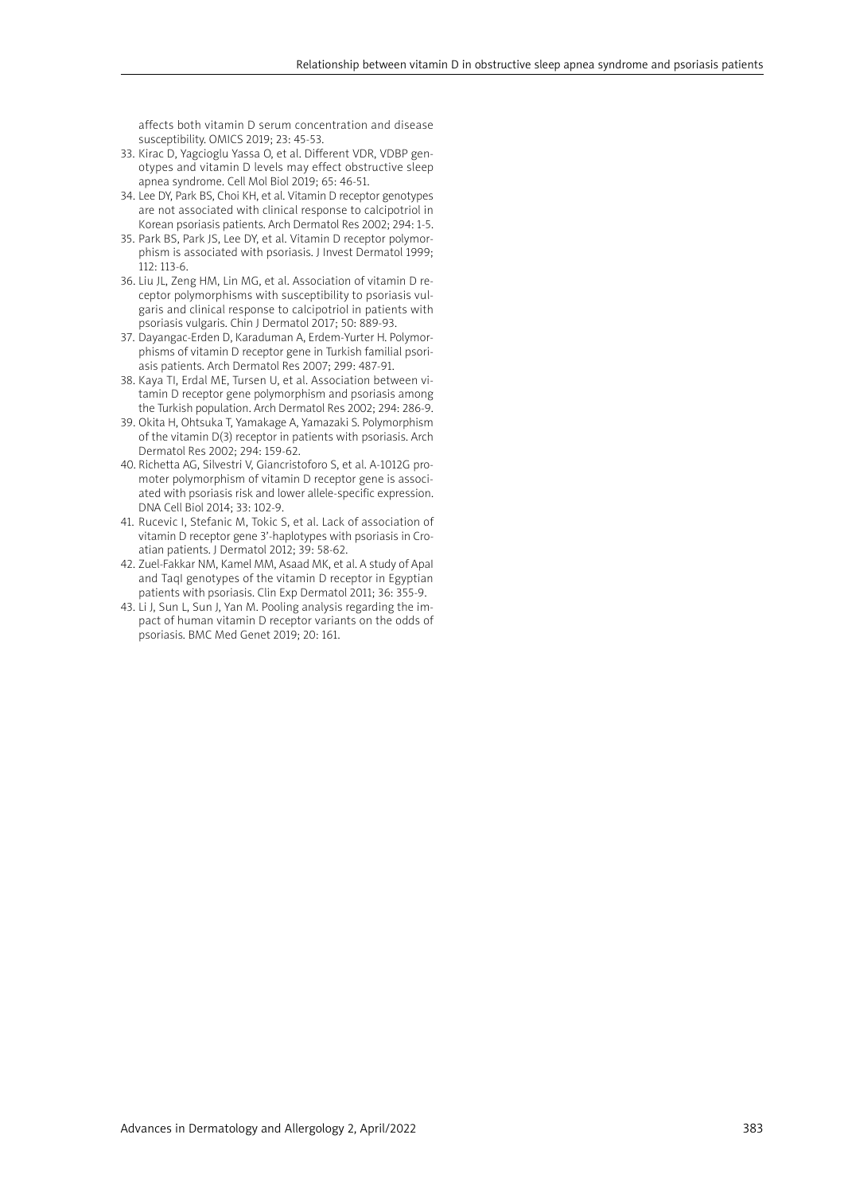affects both vitamin D serum concentration and disease susceptibility. OMICS 2019; 23: 45-53.

33. Kirac D, Yagcioglu Yassa O, et al. Different VDR, VDBP genotypes and vitamin D levels may effect obstructive sleep apnea syndrome. Cell Mol Biol 2019; 65: 46-51.
34. Lee DY, Park BS, Choi KH, et al. Vitamin D receptor genotypes are not associated with clinical response to calcipotriol in Korean psoriasis patients. Arch Dermatol Res 2002; 294: 1-5.
35. Park BS, Park JS, Lee DY, et al. Vitamin D receptor polymorphism is associated with psoriasis. J Invest Dermatol 1999; 112: 113-6.
36. Liu JL, Zeng HM, Lin MG, et al. Association of vitamin D receptor polymorphisms with susceptibility to psoriasis vulgaris and clinical response to calcipotriol in patients with psoriasis vulgaris. Chin J Dermatol 2017; 50: 889-93.
37. Dayangac-Erden D, Karaduman A, Erdem-Yurter H. Polymorphisms of vitamin D receptor gene in Turkish familial psoriasis patients. Arch Dermatol Res 2007; 299: 487-91.
38. Kaya TI, Erdal ME, Tursen U, et al. Association between vitamin D receptor gene polymorphism and psoriasis among the Turkish population. Arch Dermatol Res 2002; 294: 286-9.
39. Okita H, Ohtsuka T, Yamakage A, Yamazaki S. Polymorphism of the vitamin D(3) receptor in patients with psoriasis. Arch Dermatol Res 2002; 294: 159-62.
40. Richetta AG, Silvestri V, Giancristoforo S, et al. A-1012G promoter polymorphism of vitamin D receptor gene is associated with psoriasis risk and lower allele-specific expression. DNA Cell Biol 2014; 33: 102-9.
41. Rucevic I, Stefanic M, Tokic S, et al. Lack of association of vitamin D receptor gene 3'-haplotypes with psoriasis in Croatian patients. J Dermatol 2012; 39: 58-62.
42. Zuel-Fakkar NM, Kamel MM, Asaad MK, et al. A study of ApaI and TaqI genotypes of the vitamin D receptor in Egyptian patients with psoriasis. Clin Exp Dermatol 2011; 36: 355-9.
43. Li J, Sun L, Sun J, Yan M. Pooling analysis regarding the impact of human vitamin D receptor variants on the odds of psoriasis. BMC Med Genet 2019; 20: 161.